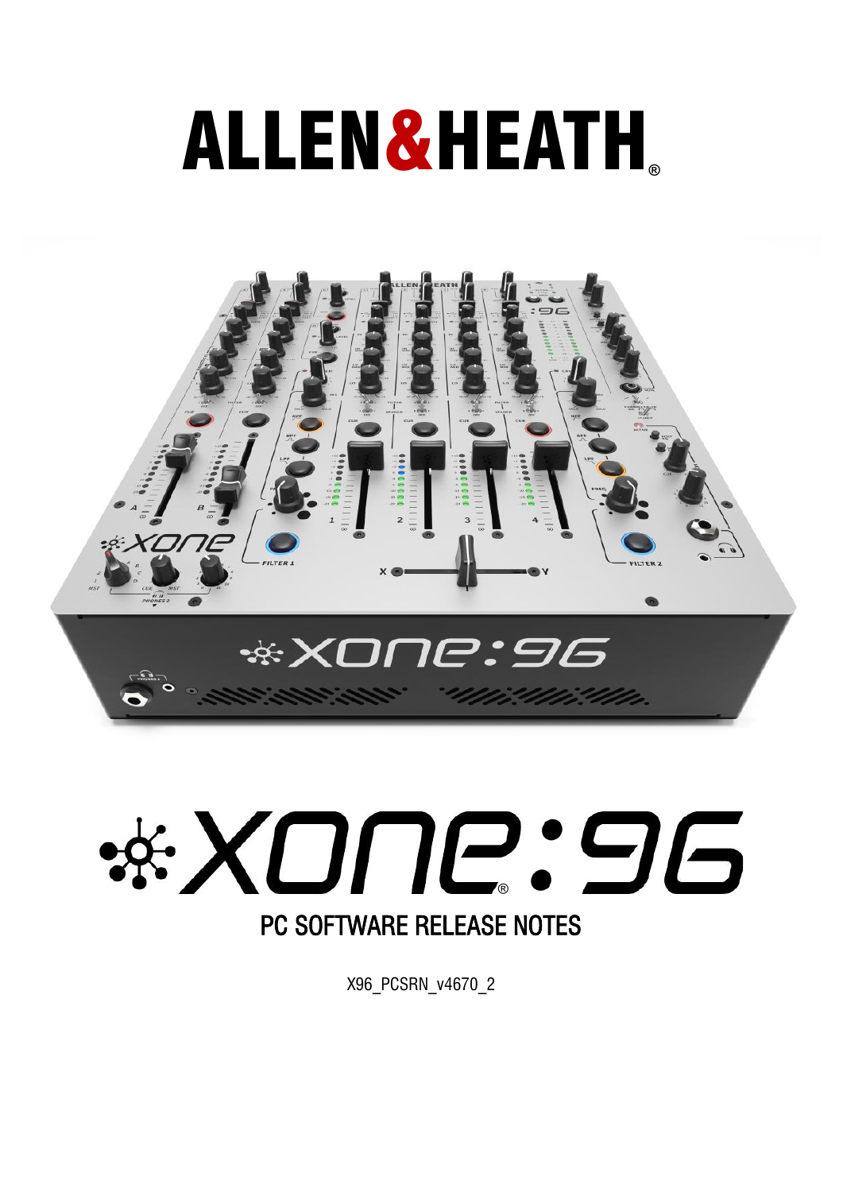# ALLEN&HEATH

# XONE:96

## PC SOFTWARE RELEASE NOTES

X96_PCSRN_v4670_2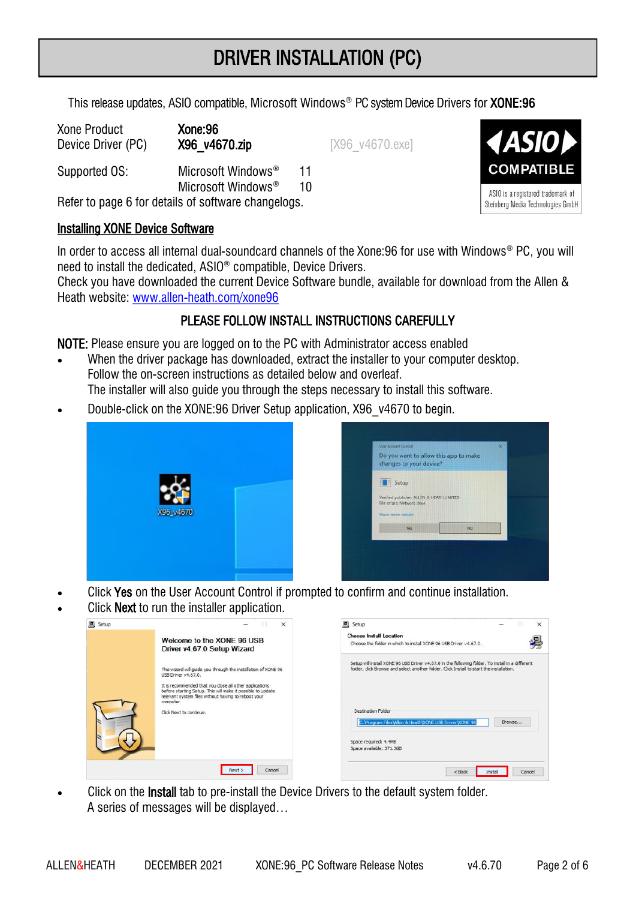# DRIVER INSTALLATION (PC)

This release updates, ASIO compatible, Microsoft Windows® PC system Device Drivers for **XONE:96**

| | | |
|---|---|---|
| Xone Product | **Xone:96** | |
| Device Driver (PC) | **X96_v4670.zip** | [X96_v4670.exe] |
| Supported OS: | Microsoft Windows® 11 | |
| | Microsoft Windows® 10 | |

Refer to page 6 for details of software changelogs.

ASIO COMPATIBLE

ASIO is a registered trademark of Steinberg Media Technologies GmbH

## Installing XONE Device Software

In order to access all internal dual-soundcard channels of the Xone:96 for use with Windows® PC, you will need to install the dedicated, ASIO® compatible, Device Drivers.
Check you have downloaded the current Device Software bundle, available for download from the Allen & Heath website: www.allen-heath.com/xone96

### PLEASE FOLLOW INSTALL INSTRUCTIONS CAREFULLY

**NOTE:** Please ensure you are logged on to the PC with Administrator access enabled

- When the driver package has downloaded, extract the installer to your computer desktop.
  Follow the on-screen instructions as detailed below and overleaf.
  The installer will also guide you through the steps necessary to install this software.
- Double-click on the XONE:96 Driver Setup application, X96_v4670 to begin.

- Click **Yes** on the User Account Control if prompted to confirm and continue installation.
- Click **Next** to run the installer application.

- Click on the **Install** tab to pre-install the Device Drivers to the default system folder.
  A series of messages will be displayed…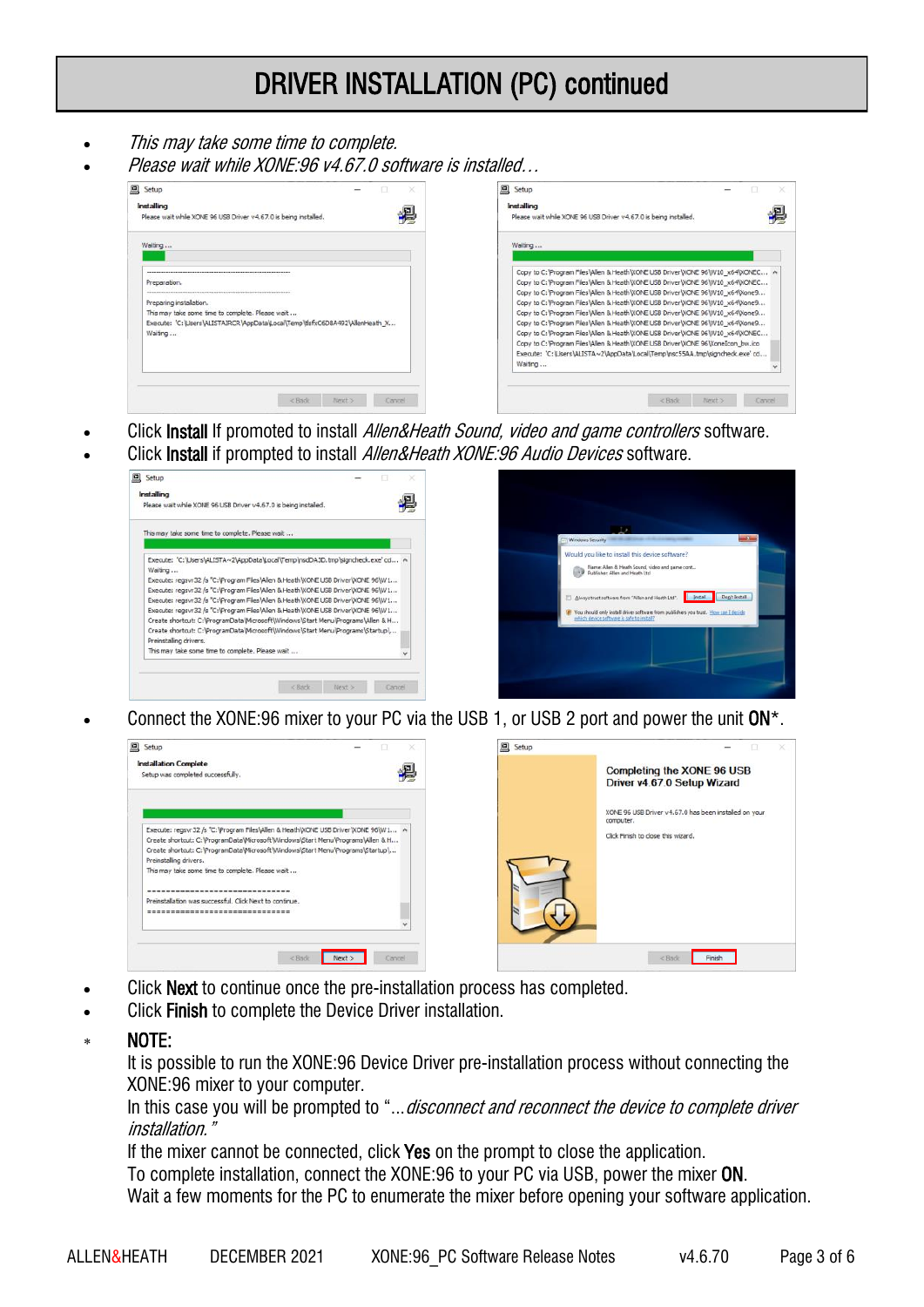# DRIVER INSTALLATION (PC) continued

- *This may take some time to complete.*
- *Please wait while XONE:96 v4.67.0 software is installed…*

- Click **Install** If promoted to install *Allen&Heath Sound, video and game controllers* software.
- Click **Install** if prompted to install *Allen&Heath XONE:96 Audio Devices* software.

- Connect the XONE:96 mixer to your PC via the USB 1, or USB 2 port and power the unit **ON***.

- Click **Next** to continue once the pre-installation process has completed.
- Click **Finish** to complete the Device Driver installation.

\* **NOTE:**
It is possible to run the XONE:96 Device Driver pre-installation process without connecting the XONE:96 mixer to your computer.
In this case you will be prompted to "…*disconnect and reconnect the device to complete driver installation.*"
If the mixer cannot be connected, click **Yes** on the prompt to close the application.
To complete installation, connect the XONE:96 to your PC via USB, power the mixer **ON**.
Wait a few moments for the PC to enumerate the mixer before opening your software application.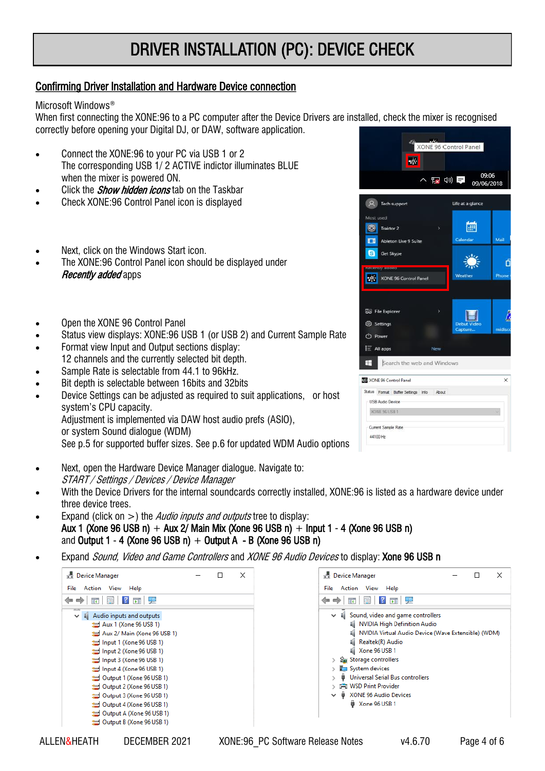# DRIVER INSTALLATION (PC): DEVICE CHECK

## Confirming Driver Installation and Hardware Device connection

Microsoft Windows®
When first connecting the XONE:96 to a PC computer after the Device Drivers are installed, check the mixer is recognised correctly before opening your Digital DJ, or DAW, software application.

- Connect the XONE:96 to your PC via USB 1 or 2
  The corresponding USB 1/ 2 ACTIVE indictor illuminates BLUE when the mixer is powered ON.
- Click the ***Show hidden icons*** tab on the Taskbar
- Check XONE:96 Control Panel icon is displayed

- Next, click on the Windows Start icon.
- The XONE:96 Control Panel icon should be displayed under ***Recently added*** apps

- Open the XONE 96 Control Panel
- Status view displays: XONE:96 USB 1 (or USB 2) and Current Sample Rate
- Format view Input and Output sections display:
  12 channels and the currently selected bit depth.
- Sample Rate is selectable from 44.1 to 96kHz.
- Bit depth is selectable between 16bits and 32bits
- Device Settings can be adjusted as required to suit applications, or host system's CPU capacity.
  Adjustment is implemented via DAW host audio prefs (ASIO), or system Sound dialogue (WDM)
  See p.5 for supported buffer sizes. See p.6 for updated WDM Audio options

- Next, open the Hardware Device Manager dialogue. Navigate to:
  *START / Settings / Devices / Device Manager*
- With the Device Drivers for the internal soundcards correctly installed, XONE:96 is listed as a hardware device under three device trees.
- Expand (click on >) the *Audio inputs and outputs* tree to display:
  **Aux 1 (Xone 96 USB n)** + **Aux 2/ Main Mix (Xone 96 USB n)** + **Input 1 - 4 (Xone 96 USB n)** and **Output 1 - 4 (Xone 96 USB n)** + **Output A - B (Xone 96 USB n)**
- Expand *Sound, Video and Game Controllers* and *XONE 96 Audio Devices* to display: **Xone 96 USB n**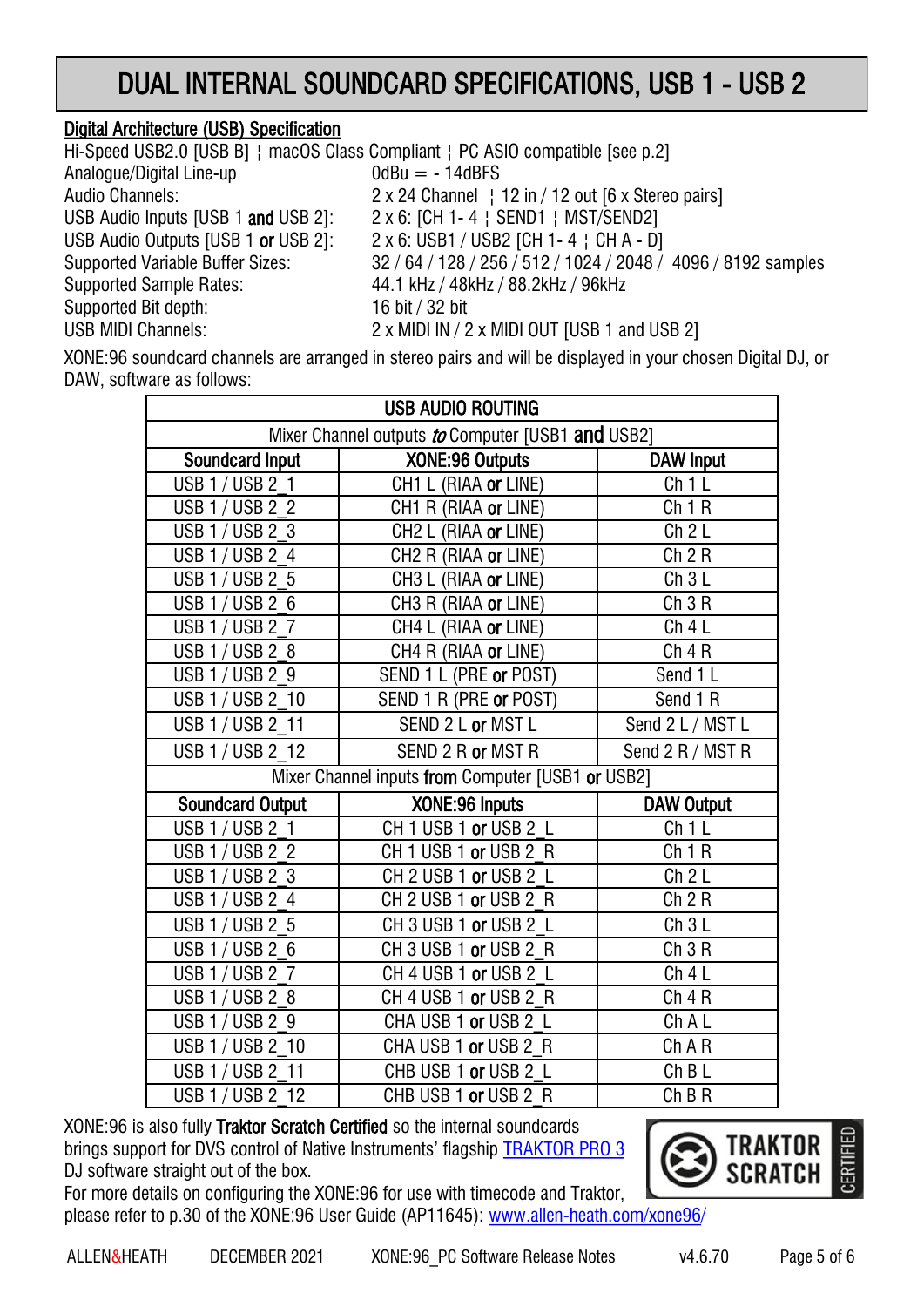# DUAL INTERNAL SOUNDCARD SPECIFICATIONS, USB 1 - USB 2

**Digital Architecture (USB) Specification**

Hi-Speed USB2.0 [USB B] ¦ macOS Class Compliant ¦ PC ASIO compatible [see p.2]

| | |
|---|---|
| Analogue/Digital Line-up | 0dBu = - 14dBFS |
| Audio Channels: | 2 x 24 Channel ¦ 12 in / 12 out [6 x Stereo pairs] |
| USB Audio Inputs [USB 1 **and** USB 2]: | 2 x 6: [CH 1- 4 ¦ SEND1 ¦ MST/SEND2] |
| USB Audio Outputs [USB 1 **or** USB 2]: | 2 x 6: USB1 / USB2 [CH 1- 4 ¦ CH A - D] |
| Supported Variable Buffer Sizes: | 32 / 64 / 128 / 256 / 512 / 1024 / 2048 / 4096 / 8192 samples |
| Supported Sample Rates: | 44.1 kHz / 48kHz / 88.2kHz / 96kHz |
| Supported Bit depth: | 16 bit / 32 bit |
| USB MIDI Channels: | 2 x MIDI IN / 2 x MIDI OUT [USB 1 and USB 2] |

XONE:96 soundcard channels are arranged in stereo pairs and will be displayed in your chosen Digital DJ, or DAW, software as follows:

| USB AUDIO ROUTING | | |
|---|---|---|
| Mixer Channel outputs ***to*** Computer [USB1 **and** USB2] | | |
| **Soundcard Input** | **XONE:96 Outputs** | **DAW Input** |
| USB 1 / USB 2_1 | CH1 L (RIAA **or** LINE) | Ch 1 L |
| USB 1 / USB 2_2 | CH1 R (RIAA **or** LINE) | Ch 1 R |
| USB 1 / USB 2_3 | CH2 L (RIAA **or** LINE) | Ch 2 L |
| USB 1 / USB 2_4 | CH2 R (RIAA **or** LINE) | Ch 2 R |
| USB 1 / USB 2_5 | CH3 L (RIAA **or** LINE) | Ch 3 L |
| USB 1 / USB 2_6 | CH3 R (RIAA **or** LINE) | Ch 3 R |
| USB 1 / USB 2_7 | CH4 L (RIAA **or** LINE) | Ch 4 L |
| USB 1 / USB 2_8 | CH4 R (RIAA **or** LINE) | Ch 4 R |
| USB 1 / USB 2_9 | SEND 1 L (PRE **or** POST) | Send 1 L |
| USB 1 / USB 2_10 | SEND 1 R (PRE **or** POST) | Send 1 R |
| USB 1 / USB 2_11 | SEND 2 L **or** MST L | Send 2 L / MST L |
| USB 1 / USB 2_12 | SEND 2 R **or** MST R | Send 2 R / MST R |
| Mixer Channel inputs **from** Computer [USB1 **or** USB2] | | |
| **Soundcard Output** | **XONE:96 Inputs** | **DAW Output** |
| USB 1 / USB 2_1 | CH 1 USB 1 **or** USB 2_L | Ch 1 L |
| USB 1 / USB 2_2 | CH 1 USB 1 **or** USB 2_R | Ch 1 R |
| USB 1 / USB 2_3 | CH 2 USB 1 **or** USB 2_L | Ch 2 L |
| USB 1 / USB 2_4 | CH 2 USB 1 **or** USB 2_R | Ch 2 R |
| USB 1 / USB 2_5 | CH 3 USB 1 **or** USB 2_L | Ch 3 L |
| USB 1 / USB 2_6 | CH 3 USB 1 **or** USB 2_R | Ch 3 R |
| USB 1 / USB 2_7 | CH 4 USB 1 **or** USB 2_L | Ch 4 L |
| USB 1 / USB 2_8 | CH 4 USB 1 **or** USB 2_R | Ch 4 R |
| USB 1 / USB 2_9 | CHA USB 1 **or** USB 2_L | Ch A L |
| USB 1 / USB 2_10 | CHA USB 1 **or** USB 2_R | Ch A R |
| USB 1 / USB 2_11 | CHB USB 1 **or** USB 2_L | Ch B L |
| USB 1 / USB 2_12 | CHB USB 1 **or** USB 2_R | Ch B R |

XONE:96 is also fully **Traktor Scratch Certified** so the internal soundcards brings support for DVS control of Native Instruments' flagship [TRAKTOR PRO 3](TRAKTOR PRO 3) DJ software straight out of the box.

For more details on configuring the XONE:96 for use with timecode and Traktor, please refer to p.30 of the XONE:96 User Guide (AP11645): [www.allen-heath.com/xone96/](www.allen-heath.com/xone96/)

TRAKTOR SCRATCH CERTIFIED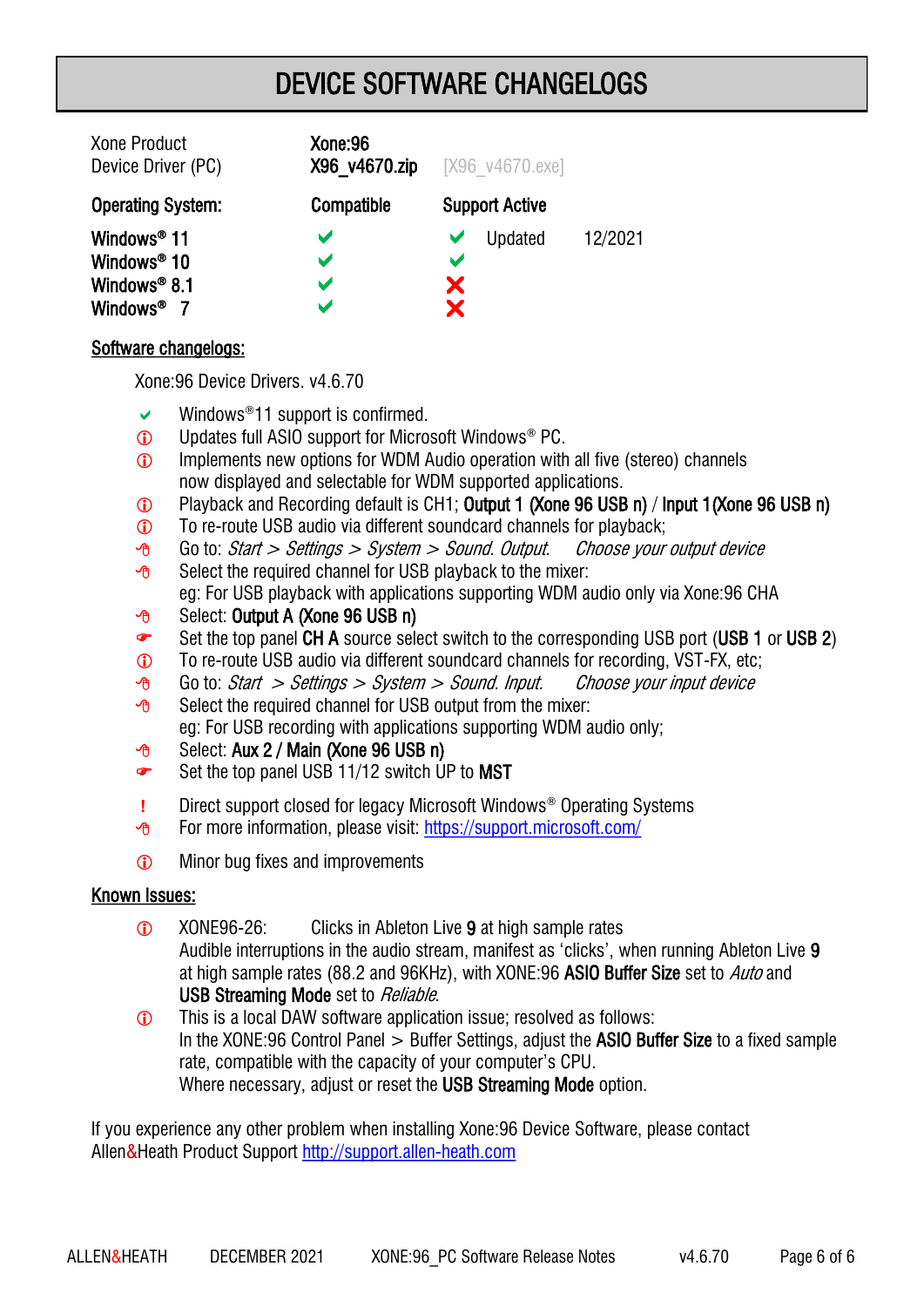# DEVICE SOFTWARE CHANGELOGS

| | | | | |
|---|---|---|---|---|
| Xone Product | **Xone:96** | | | |
| Device Driver (PC) | **X96_v4670.zip** | [X96_v4670.exe] | | |
| **Operating System:** | **Compatible** | **Support Active** | | |
| **Windows® 11** | ✔ | ✔ | Updated | 12/2021 |
| **Windows® 10** | ✔ | ✔ | | |
| **Windows® 8.1** | ✔ | ✘ | | |
| **Windows® 7** | ✔ | ✘ | | |

## Software changelogs:

Xone:96 Device Drivers. v4.6.70

- ✔ Windows®11 support is confirmed.
- ⓘ Updates full ASIO support for Microsoft Windows® PC.
- ⓘ Implements new options for WDM Audio operation with all five (stereo) channels now displayed and selectable for WDM supported applications.
- ⓘ Playback and Recording default is CH1; **Output 1 (Xone 96 USB n)** / **Input 1(Xone 96 USB n)**
- ⓘ To re-route USB audio via different soundcard channels for playback;
- Go to: *Start > Settings > System > Sound. Output.* *Choose your output device*
- Select the required channel for USB playback to the mixer:
  eg: For USB playback with applications supporting WDM audio only via Xone:96 CHA
- Select: **Output A (Xone 96 USB n)**
- Set the top panel **CH A** source select switch to the corresponding USB port (**USB 1** or **USB 2**)
- ⓘ To re-route USB audio via different soundcard channels for recording, VST-FX, etc;
- Go to: *Start > Settings > System > Sound. Input.* *Choose your input device*
- Select the required channel for USB output from the mixer:
  eg: For USB recording with applications supporting WDM audio only;
- Select: **Aux 2 / Main (Xone 96 USB n)**
- Set the top panel USB 11/12 switch UP to **MST**

- ! Direct support closed for legacy Microsoft Windows® Operating Systems
- For more information, please visit: https://support.microsoft.com/

- ⓘ Minor bug fixes and improvements

## Known Issues:

- ⓘ XONE96-26: Clicks in Ableton Live **9** at high sample rates
  Audible interruptions in the audio stream, manifest as 'clicks', when running Ableton Live **9** at high sample rates (88.2 and 96KHz), with XONE:96 **ASIO Buffer Size** set to *Auto* and **USB Streaming Mode** set to *Reliable*.
- ⓘ This is a local DAW software application issue; resolved as follows:
  In the XONE:96 Control Panel > Buffer Settings, adjust the **ASIO Buffer Size** to a fixed sample rate, compatible with the capacity of your computer's CPU.
  Where necessary, adjust or reset the **USB Streaming Mode** option.

If you experience any other problem when installing Xone:96 Device Software, please contact Allen&Heath Product Support http://support.allen-heath.com